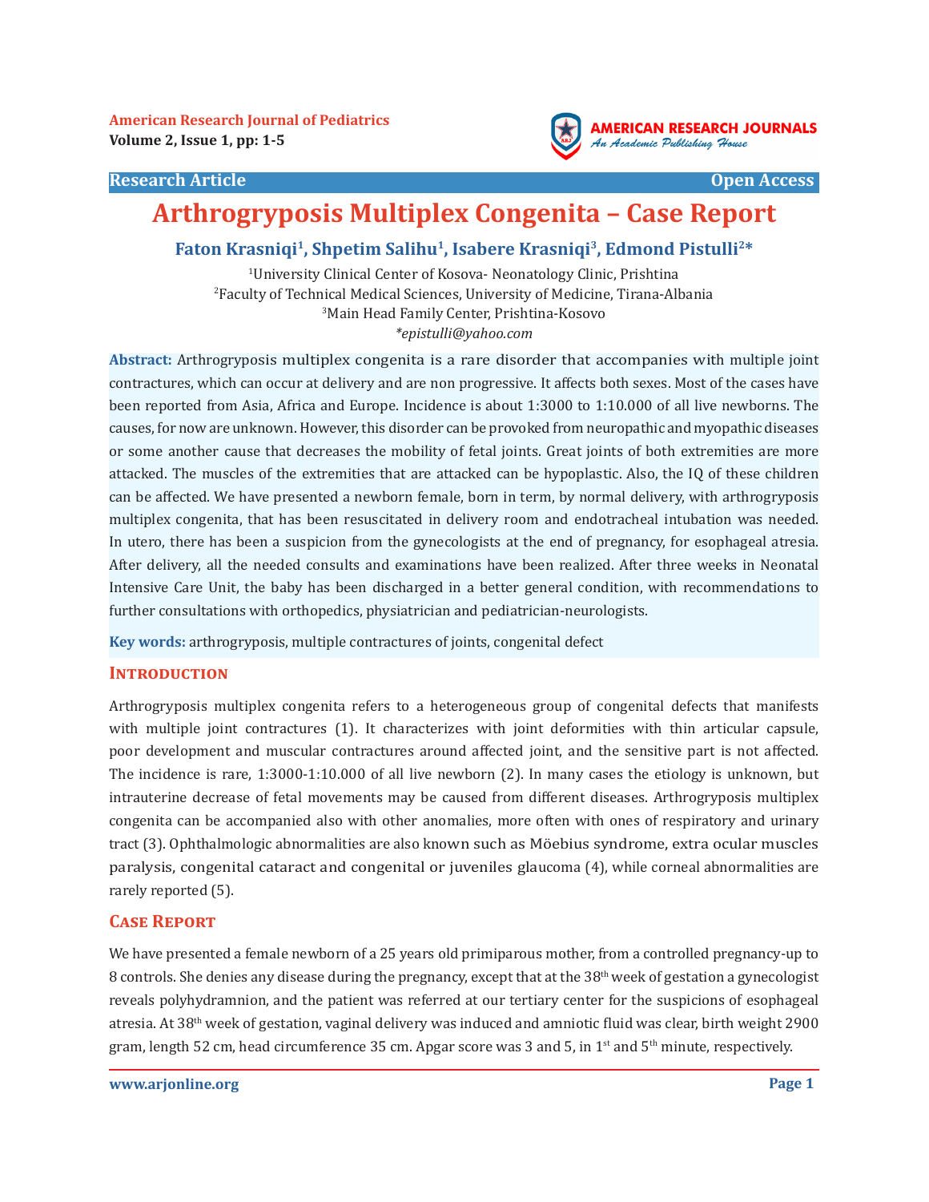Research Article | Open Access

# Arthrogryposis Multiplex Congenita – Case Report

**Faton Krasniqi[1], Shpetim Salihu[1], Isabere Krasniqi[3], Edmond Pistulli[2]***

[1]University Clinical Center of Kosova- Neonatology Clinic, Prishtina
[2]Faculty of Technical Medical Sciences, University of Medicine, Tirana-Albania
[3]Main Head Family Center, Prishtina-Kosovo
*epistulli@yahoo.com*

**Abstract:** Arthrogryposis multiplex congenita is a rare disorder that accompanies with multiple joint contractures, which can occur at delivery and are non progressive. It affects both sexes. Most of the cases have been reported from Asia, Africa and Europe. Incidence is about 1:3000 to 1:10.000 of all live newborns. The causes, for now are unknown. However, this disorder can be provoked from neuropathic and myopathic diseases or some another cause that decreases the mobility of fetal joints. Great joints of both extremities are more attacked. The muscles of the extremities that are attacked can be hypoplastic. Also, the IQ of these children can be affected. We have presented a newborn female, born in term, by normal delivery, with arthrogryposis multiplex congenita, that has been resuscitated in delivery room and endotracheal intubation was needed. In utero, there has been a suspicion from the gynecologists at the end of pregnancy, for esophageal atresia. After delivery, all the needed consults and examinations have been realized. After three weeks in Neonatal Intensive Care Unit, the baby has been discharged in a better general condition, with recommendations to further consultations with orthopedics, physiatrician and pediatrician-neurologists.

**Key words:** arthrogryposis, multiple contractures of joints, congenital defect

## Introduction

Arthrogryposis multiplex congenita refers to a heterogeneous group of congenital defects that manifests with multiple joint contractures (1). It characterizes with joint deformities with thin articular capsule, poor development and muscular contractures around affected joint, and the sensitive part is not affected. The incidence is rare, 1:3000-1:10.000 of all live newborn (2). In many cases the etiology is unknown, but intrauterine decrease of fetal movements may be caused from different diseases. Arthrogryposis multiplex congenita can be accompanied also with other anomalies, more often with ones of respiratory and urinary tract (3). Ophthalmologic abnormalities are also known such as Möebius syndrome, extra ocular muscles paralysis, congenital cataract and congenital or juveniles glaucoma (4), while corneal abnormalities are rarely reported (5).

## Case Report

We have presented a female newborn of a 25 years old primiparous mother, from a controlled pregnancy-up to 8 controls. She denies any disease during the pregnancy, except that at the 38th week of gestation a gynecologist reveals polyhydramnion, and the patient was referred at our tertiary center for the suspicions of esophageal atresia. At 38th week of gestation, vaginal delivery was induced and amniotic fluid was clear, birth weight 2900 gram, length 52 cm, head circumference 35 cm. Apgar score was 3 and 5, in 1st and 5th minute, respectively.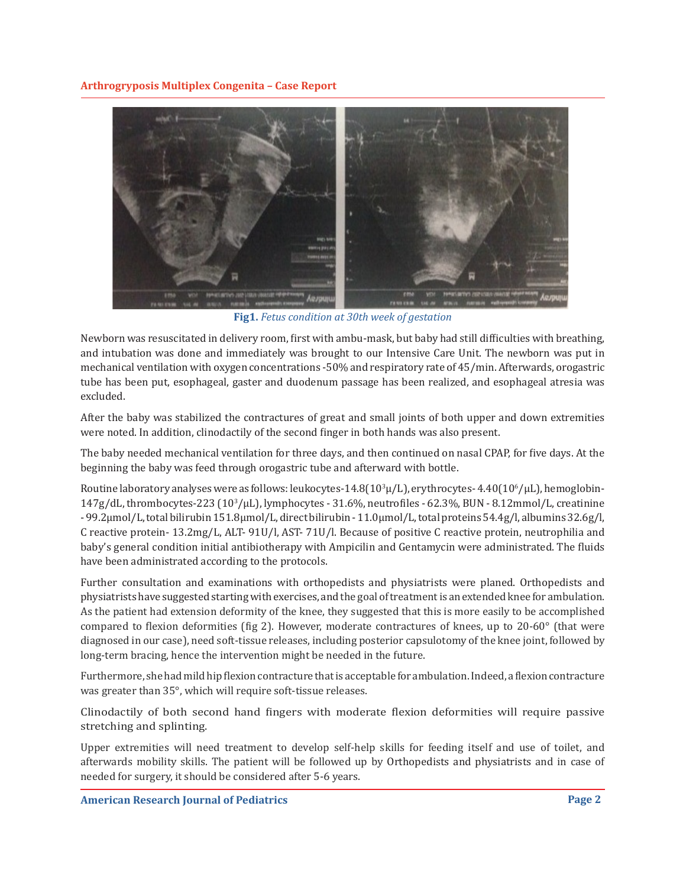**Fig1.** *Fetus condition at 30th week of gestation*

Newborn was resuscitated in delivery room, first with ambu-mask, but baby had still difficulties with breathing, and intubation was done and immediately was brought to our Intensive Care Unit. The newborn was put in mechanical ventilation with oxygen concentrations -50% and respiratory rate of 45/min. Afterwards, orogastric tube has been put, esophageal, gaster and duodenum passage has been realized, and esophageal atresia was excluded.

After the baby was stabilized the contractures of great and small joints of both upper and down extremities were noted. In addition, clinodactily of the second finger in both hands was also present.

The baby needed mechanical ventilation for three days, and then continued on nasal CPAP, for five days. At the beginning the baby was feed through orogastric tube and afterward with bottle.

Routine laboratory analyses were as follows: leukocytes-14.8($10^3$μ/L), erythrocytes- 4.40($10^6$/μL), hemoglobin-147g/dL, thrombocytes-223 ($10^3$/μL), lymphocytes - 31.6%, neutrofiles - 62.3%, BUN - 8.12mmol/L, creatinine - 99.2μmol/L, total bilirubin 151.8μmol/L, direct bilirubin - 11.0μmol/L, total proteins 54.4g/l, albumins 32.6g/l, C reactive protein- 13.2mg/L, ALT- 91U/l, AST- 71U/l. Because of positive C reactive protein, neutrophilia and baby's general condition initial antibiotherapy with Ampicilin and Gentamycin were administrated. The fluids have been administrated according to the protocols.

Further consultation and examinations with orthopedists and physiatrists were planed. Orthopedists and physiatrists have suggested starting with exercises, and the goal of treatment is an extended knee for ambulation. As the patient had extension deformity of the knee, they suggested that this is more easily to be accomplished compared to flexion deformities (fig 2). However, moderate contractures of knees, up to 20-60° (that were diagnosed in our case), need soft-tissue releases, including posterior capsulotomy of the knee joint, followed by long-term bracing, hence the intervention might be needed in the future.

Furthermore, she had mild hip flexion contracture that is acceptable for ambulation. Indeed, a flexion contracture was greater than 35°, which will require soft-tissue releases.

Clinodactily of both second hand fingers with moderate flexion deformities will require passive stretching and splinting.

Upper extremities will need treatment to develop self-help skills for feeding itself and use of toilet, and afterwards mobility skills. The patient will be followed up by Orthopedists and physiatrists and in case of needed for surgery, it should be considered after 5-6 years.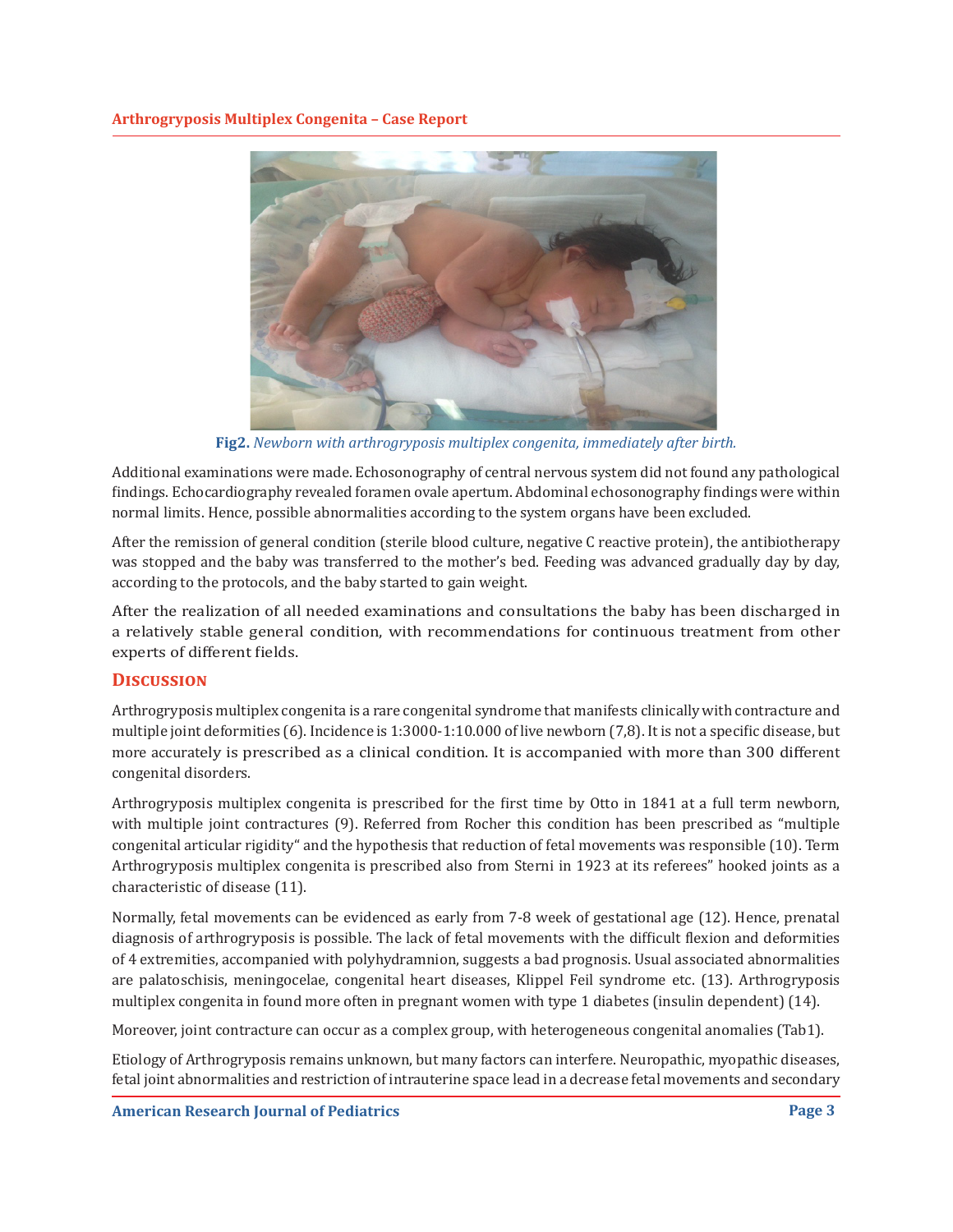**Fig2.** *Newborn with arthrogryposis multiplex congenita, immediately after birth.*

Additional examinations were made. Echosonography of central nervous system did not found any pathological findings. Echocardiography revealed foramen ovale apertum. Abdominal echosonography findings were within normal limits. Hence, possible abnormalities according to the system organs have been excluded.

After the remission of general condition (sterile blood culture, negative C reactive protein), the antibiotherapy was stopped and the baby was transferred to the mother's bed. Feeding was advanced gradually day by day, according to the protocols, and the baby started to gain weight.

After the realization of all needed examinations and consultations the baby has been discharged in a relatively stable general condition, with recommendations for continuous treatment from other experts of different fields.

## Discussion

Arthrogryposis multiplex congenita is a rare congenital syndrome that manifests clinically with contracture and multiple joint deformities (6). Incidence is 1:3000-1:10.000 of live newborn (7,8). It is not a specific disease, but more accurately is prescribed as a clinical condition. It is accompanied with more than 300 different congenital disorders.

Arthrogryposis multiplex congenita is prescribed for the first time by Otto in 1841 at a full term newborn, with multiple joint contractures (9). Referred from Rocher this condition has been prescribed as "multiple congenital articular rigidity" and the hypothesis that reduction of fetal movements was responsible (10). Term Arthrogryposis multiplex congenita is prescribed also from Sterni in 1923 at its referees" hooked joints as a characteristic of disease (11).

Normally, fetal movements can be evidenced as early from 7-8 week of gestational age (12). Hence, prenatal diagnosis of arthrogryposis is possible. The lack of fetal movements with the difficult flexion and deformities of 4 extremities, accompanied with polyhydramnion, suggests a bad prognosis. Usual associated abnormalities are palatoschisis, meningocelae, congenital heart diseases, Klippel Feil syndrome etc. (13). Arthrogryposis multiplex congenita in found more often in pregnant women with type 1 diabetes (insulin dependent) (14).

Moreover, joint contracture can occur as a complex group, with heterogeneous congenital anomalies (Tab1).

Etiology of Arthrogryposis remains unknown, but many factors can interfere. Neuropathic, myopathic diseases, fetal joint abnormalities and restriction of intrauterine space lead in a decrease fetal movements and secondary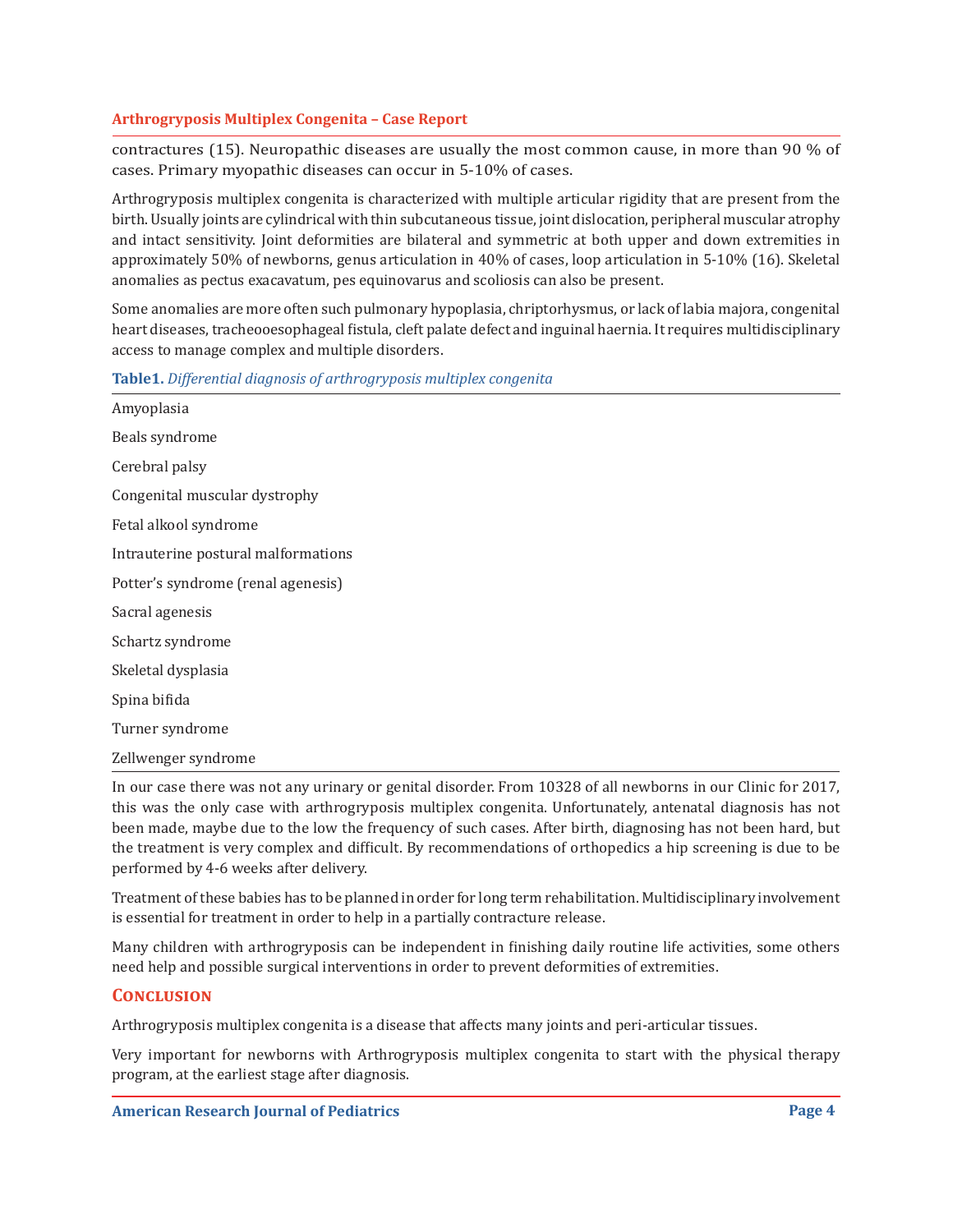contractures (15). Neuropathic diseases are usually the most common cause, in more than 90 % of cases. Primary myopathic diseases can occur in 5-10% of cases.

Arthrogryposis multiplex congenita is characterized with multiple articular rigidity that are present from the birth. Usually joints are cylindrical with thin subcutaneous tissue, joint dislocation, peripheral muscular atrophy and intact sensitivity. Joint deformities are bilateral and symmetric at both upper and down extremities in approximately 50% of newborns, genus articulation in 40% of cases, loop articulation in 5-10% (16). Skeletal anomalies as pectus exacavatum, pes equinovarus and scoliosis can also be present.

Some anomalies are more often such pulmonary hypoplasia, chriptorhysmus, or lack of labia majora, congenital heart diseases, tracheooesophageal fistula, cleft palate defect and inguinal haernia. It requires multidisciplinary access to manage complex and multiple disorders.

**Table1.** *Differential diagnosis of arthrogryposis multiplex congenita*

| |
|---|
| Amyoplasia |
| Beals syndrome |
| Cerebral palsy |
| Congenital muscular dystrophy |
| Fetal alkool syndrome |
| Intrauterine postural malformations |
| Potter's syndrome (renal agenesis) |
| Sacral agenesis |
| Schartz syndrome |
| Skeletal dysplasia |
| Spina bifida |
| Turner syndrome |
| Zellwenger syndrome |

In our case there was not any urinary or genital disorder. From 10328 of all newborns in our Clinic for 2017, this was the only case with arthrogryposis multiplex congenita. Unfortunately, antenatal diagnosis has not been made, maybe due to the low the frequency of such cases. After birth, diagnosing has not been hard, but the treatment is very complex and difficult. By recommendations of orthopedics a hip screening is due to be performed by 4-6 weeks after delivery.

Treatment of these babies has to be planned in order for long term rehabilitation. Multidisciplinary involvement is essential for treatment in order to help in a partially contracture release.

Many children with arthrogryposis can be independent in finishing daily routine life activities, some others need help and possible surgical interventions in order to prevent deformities of extremities.

## Conclusion

Arthrogryposis multiplex congenita is a disease that affects many joints and peri-articular tissues.

Very important for newborns with Arthrogryposis multiplex congenita to start with the physical therapy program, at the earliest stage after diagnosis.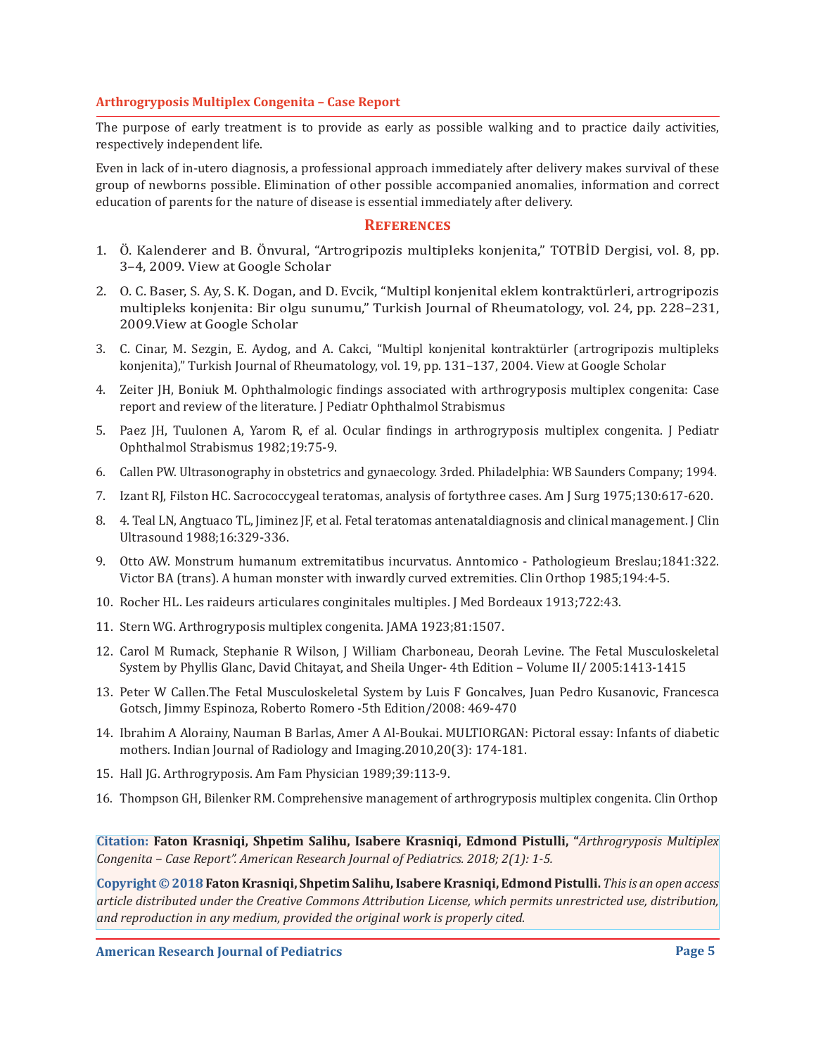The purpose of early treatment is to provide as early as possible walking and to practice daily activities, respectively independent life.

Even in lack of in-utero diagnosis, a professional approach immediately after delivery makes survival of these group of newborns possible. Elimination of other possible accompanied anomalies, information and correct education of parents for the nature of disease is essential immediately after delivery.

## References

1. Ö. Kalenderer and B. Önvural, "Artrogripozis multipleks konjenita," TOTBİD Dergisi, vol. 8, pp. 3–4, 2009. View at Google Scholar
2. O. C. Baser, S. Ay, S. K. Dogan, and D. Evcik, "Multipl konjenital eklem kontraktürleri, artrogripozis multipleks konjenita: Bir olgu sunumu," Turkish Journal of Rheumatology, vol. 24, pp. 228–231, 2009.View at Google Scholar
3. C. Cinar, M. Sezgin, E. Aydog, and A. Cakci, "Multipl konjenital kontraktürler (artrogripozis multipleks konjenita)," Turkish Journal of Rheumatology, vol. 19, pp. 131–137, 2004. View at Google Scholar
4. Zeiter JH, Boniuk M. Ophthalmologic findings associated with arthrogryposis multiplex congenita: Case report and review of the literature. J Pediatr Ophthalmol Strabismus
5. Paez JH, Tuulonen A, Yarom R, ef al. Ocular findings in arthrogryposis multiplex congenita. J Pediatr Ophthalmol Strabismus 1982;19:75-9.
6. Callen PW. Ultrasonography in obstetrics and gynaecology. 3rded. Philadelphia: WB Saunders Company; 1994.
7. Izant RJ, Filston HC. Sacrococcygeal teratomas, analysis of fortythree cases. Am J Surg 1975;130:617-620.
8. 4. Teal LN, Angtuaco TL, Jiminez JF, et al. Fetal teratomas antenataldiagnosis and clinical management. J Clin Ultrasound 1988;16:329-336.
9. Otto AW. Monstrum humanum extremitatibus incurvatus. Anntomico - Pathologieum Breslau;1841:322. Victor BA (trans). A human monster with inwardly curved extremities. Clin Orthop 1985;194:4-5.
10. Rocher HL. Les raideurs articulares conginitales multiples. J Med Bordeaux 1913;722:43.
11. Stern WG. Arthrogryposis multiplex congenita. JAMA 1923;81:1507.
12. Carol M Rumack, Stephanie R Wilson, J William Charboneau, Deorah Levine. The Fetal Musculoskeletal System by Phyllis Glanc, David Chitayat, and Sheila Unger- 4th Edition – Volume II/ 2005:1413-1415
13. Peter W Callen.The Fetal Musculoskeletal System by Luis F Goncalves, Juan Pedro Kusanovic, Francesca Gotsch, Jimmy Espinoza, Roberto Romero -5th Edition/2008: 469-470
14. Ibrahim A Alorainy, Nauman B Barlas, Amer A Al-Boukai. MULTIORGAN: Pictoral essay: Infants of diabetic mothers. Indian Journal of Radiology and Imaging.2010,20(3): 174-181.
15. Hall JG. Arthrogryposis. Am Fam Physician 1989;39:113-9.
16. Thompson GH, Bilenker RM. Comprehensive management of arthrogryposis multiplex congenita. Clin Orthop

**Citation:** **Faton Krasniqi, Shpetim Salihu, Isabere Krasniqi, Edmond Pistulli, "***Arthrogryposis Multiplex Congenita – Case Report". American Research Journal of Pediatrics. 2018; 2(1): 1-5.*

**Copyright © 2018 Faton Krasniqi, Shpetim Salihu, Isabere Krasniqi, Edmond Pistulli.** *This is an open access article distributed under the Creative Commons Attribution License, which permits unrestricted use, distribution, and reproduction in any medium, provided the original work is properly cited.*